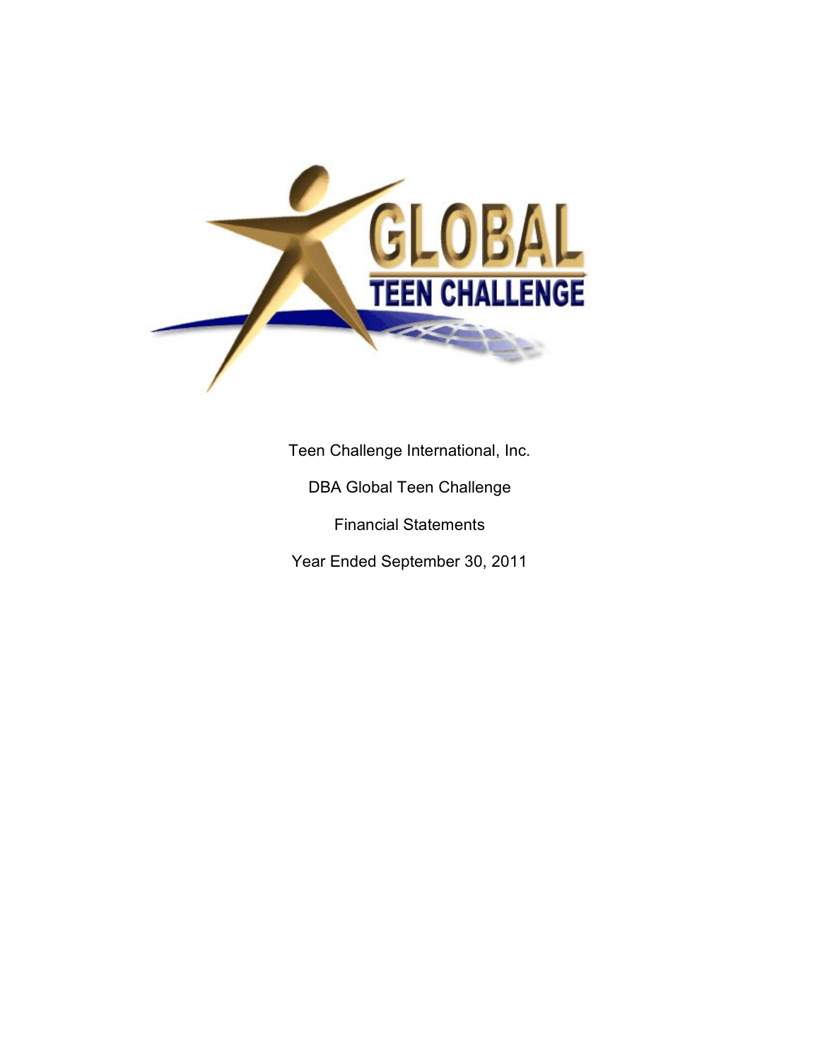GLOBAL TEEN CHALLENGE

Teen Challenge International, Inc.

DBA Global Teen Challenge

Financial Statements

Year Ended September 30, 2011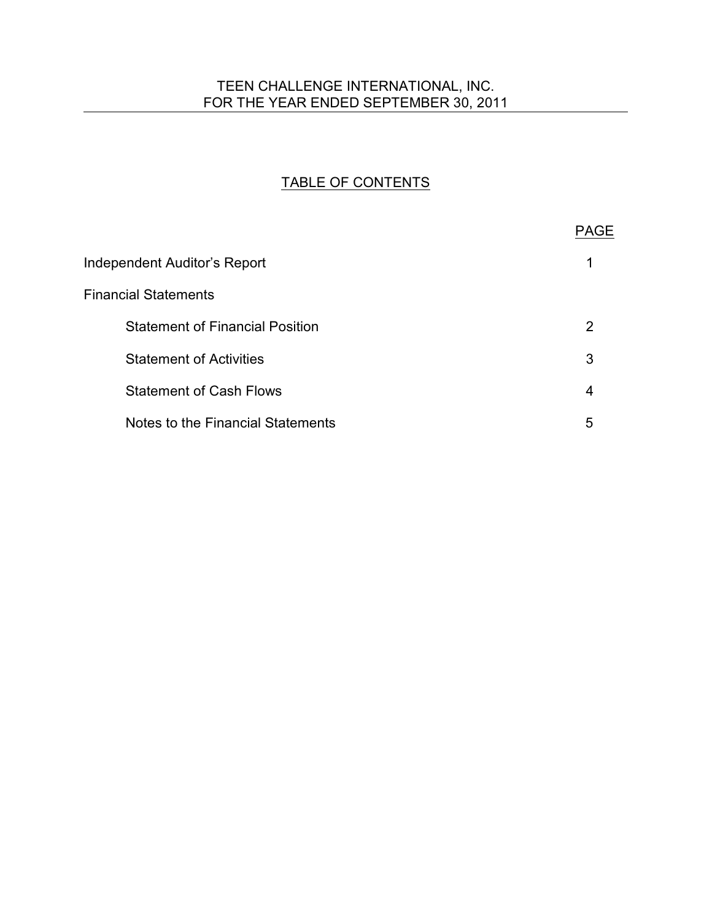TEEN CHALLENGE INTERNATIONAL, INC.
FOR THE YEAR ENDED SEPTEMBER 30, 2011

## TABLE OF CONTENTS

| | PAGE |
|---|---|
| Independent Auditor's Report | 1 |
| Financial Statements | |
| Statement of Financial Position | 2 |
| Statement of Activities | 3 |
| Statement of Cash Flows | 4 |
| Notes to the Financial Statements | 5 |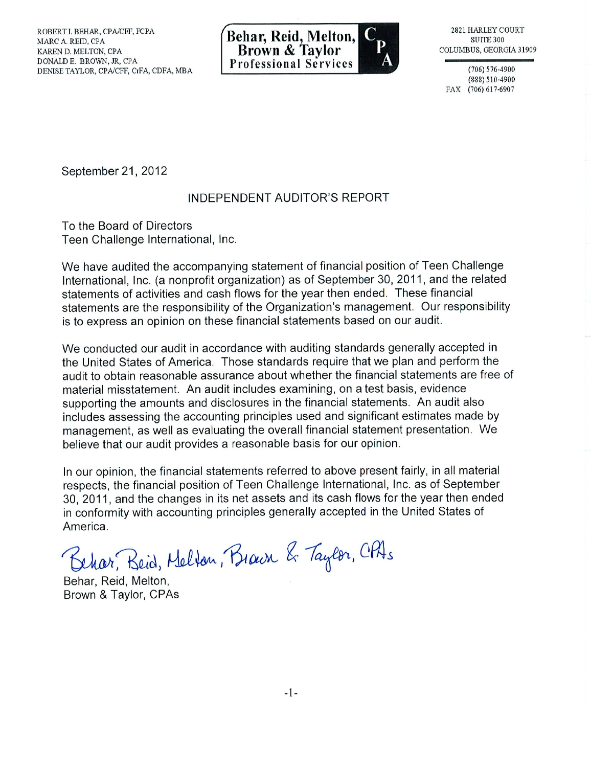ROBERT I. BEHAR, CPA/CFF, FCPA
MARC A. REID, CPA
KAREN D. MELTON, CPA
DONALD E. BROWN, JR, CPA
DENISE TAYLOR, CPA/CFF, CrFA, CDFA, MBA

**Behar, Reid, Melton, Brown & Taylor**
**Professional Services**
**CPA**

2821 HARLEY COURT
SUITE 300
COLUMBUS, GEORGIA 31909

(706) 576-4900
(888) 510-4900
FAX (706) 617-6907

September 21, 2012

## INDEPENDENT AUDITOR'S REPORT

To the Board of Directors
Teen Challenge International, Inc.

We have audited the accompanying statement of financial position of Teen Challenge International, Inc. (a nonprofit organization) as of September 30, 2011, and the related statements of activities and cash flows for the year then ended. These financial statements are the responsibility of the Organization's management. Our responsibility is to express an opinion on these financial statements based on our audit.

We conducted our audit in accordance with auditing standards generally accepted in the United States of America. Those standards require that we plan and perform the audit to obtain reasonable assurance about whether the financial statements are free of material misstatement. An audit includes examining, on a test basis, evidence supporting the amounts and disclosures in the financial statements. An audit also includes assessing the accounting principles used and significant estimates made by management, as well as evaluating the overall financial statement presentation. We believe that our audit provides a reasonable basis for our opinion.

In our opinion, the financial statements referred to above present fairly, in all material respects, the financial position of Teen Challenge International, Inc. as of September 30, 2011, and the changes in its net assets and its cash flows for the year then ended in conformity with accounting principles generally accepted in the United States of America.

*Behar, Reid, Melton, Brown & Taylor, CPAs*

Behar, Reid, Melton,
Brown & Taylor, CPAs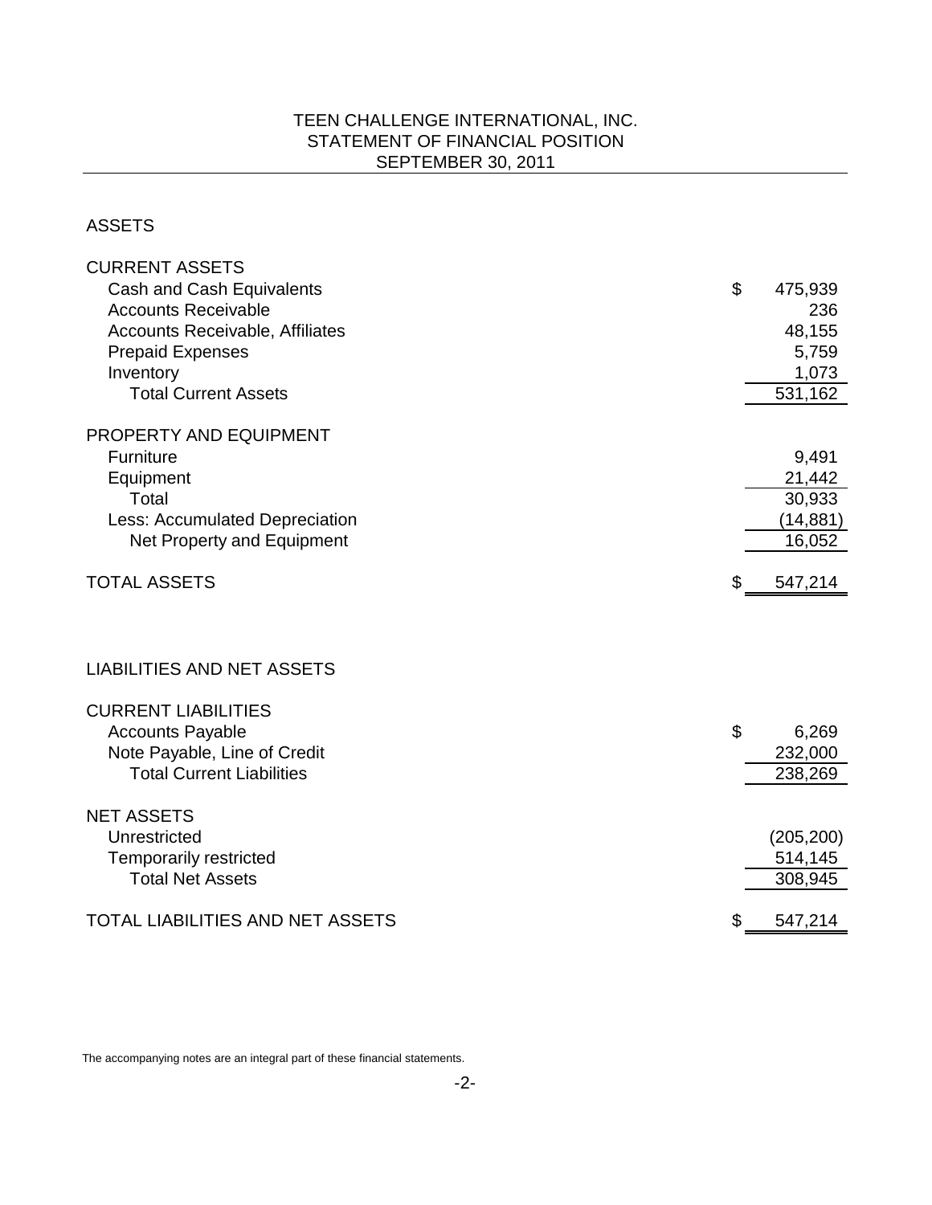# TEEN CHALLENGE INTERNATIONAL, INC.
## STATEMENT OF FINANCIAL POSITION
## SEPTEMBER 30, 2011

### ASSETS

| | |
|---|---|
| **CURRENT ASSETS** | |
| Cash and Cash Equivalents | $ 475,939 |
| Accounts Receivable | 236 |
| Accounts Receivable, Affiliates | 48,155 |
| Prepaid Expenses | 5,759 |
| Inventory | 1,073 |
| Total Current Assets | 531,162 |
| **PROPERTY AND EQUIPMENT** | |
| Furniture | 9,491 |
| Equipment | 21,442 |
| Total | 30,933 |
| Less: Accumulated Depreciation | (14,881) |
| Net Property and Equipment | 16,052 |
| **TOTAL ASSETS** | $ 547,214 |

### LIABILITIES AND NET ASSETS

| | |
|---|---|
| **CURRENT LIABILITIES** | |
| Accounts Payable | $ 6,269 |
| Note Payable, Line of Credit | 232,000 |
| Total Current Liabilities | 238,269 |
| **NET ASSETS** | |
| Unrestricted | (205,200) |
| Temporarily restricted | 514,145 |
| Total Net Assets | 308,945 |
| **TOTAL LIABILITIES AND NET ASSETS** | $ 547,214 |

The accompanying notes are an integral part of these financial statements.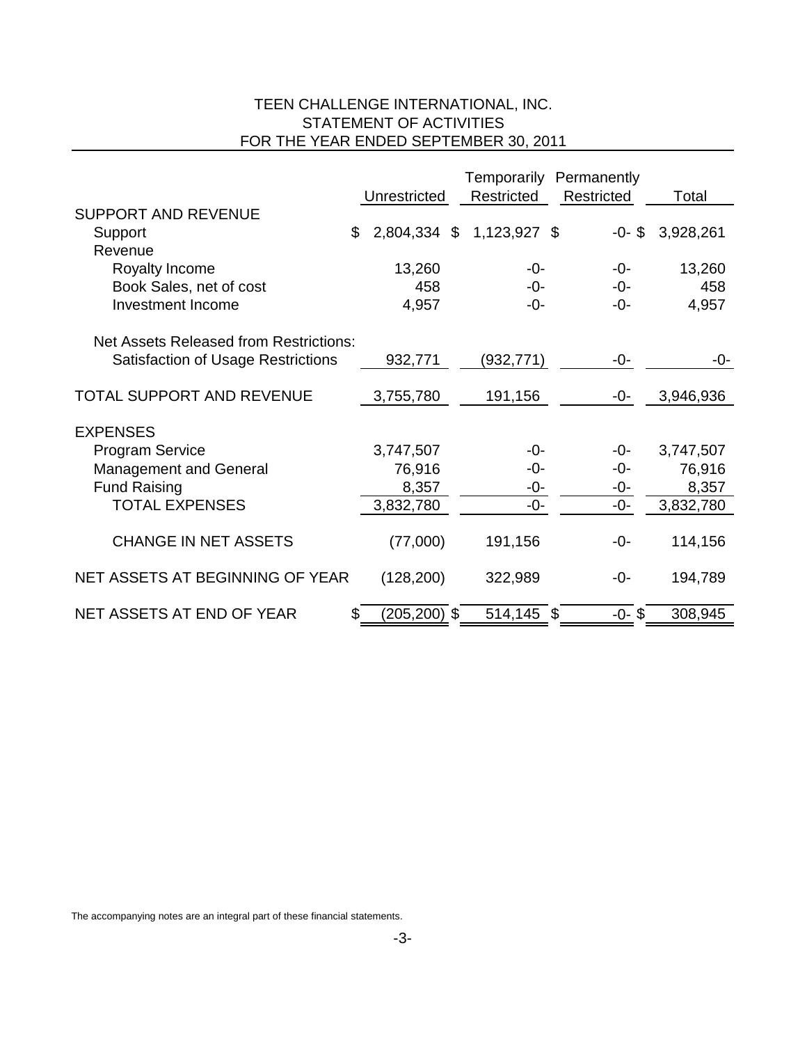# TEEN CHALLENGE INTERNATIONAL, INC.
## STATEMENT OF ACTIVITIES
### FOR THE YEAR ENDED SEPTEMBER 30, 2011

| | Unrestricted | Temporarily Restricted | Permanently Restricted | Total |
|---|---|---|---|---|
| **SUPPORT AND REVENUE** | | | | |
| Support | $ 2,804,334 | $ 1,123,927 | $ -0- | $ 3,928,261 |
| Revenue | | | | |
| Royalty Income | 13,260 | -0- | -0- | 13,260 |
| Book Sales, net of cost | 458 | -0- | -0- | 458 |
| Investment Income | 4,957 | -0- | -0- | 4,957 |
| Net Assets Released from Restrictions: | | | | |
| Satisfaction of Usage Restrictions | 932,771 | (932,771) | -0- | -0- |
| **TOTAL SUPPORT AND REVENUE** | 3,755,780 | 191,156 | -0- | 3,946,936 |
| **EXPENSES** | | | | |
| Program Service | 3,747,507 | -0- | -0- | 3,747,507 |
| Management and General | 76,916 | -0- | -0- | 76,916 |
| Fund Raising | 8,357 | -0- | -0- | 8,357 |
| TOTAL EXPENSES | 3,832,780 | -0- | -0- | 3,832,780 |
| CHANGE IN NET ASSETS | (77,000) | 191,156 | -0- | 114,156 |
| NET ASSETS AT BEGINNING OF YEAR | (128,200) | 322,989 | -0- | 194,789 |
| NET ASSETS AT END OF YEAR | $ (205,200) | $ 514,145 | $ -0- | $ 308,945 |

The accompanying notes are an integral part of these financial statements.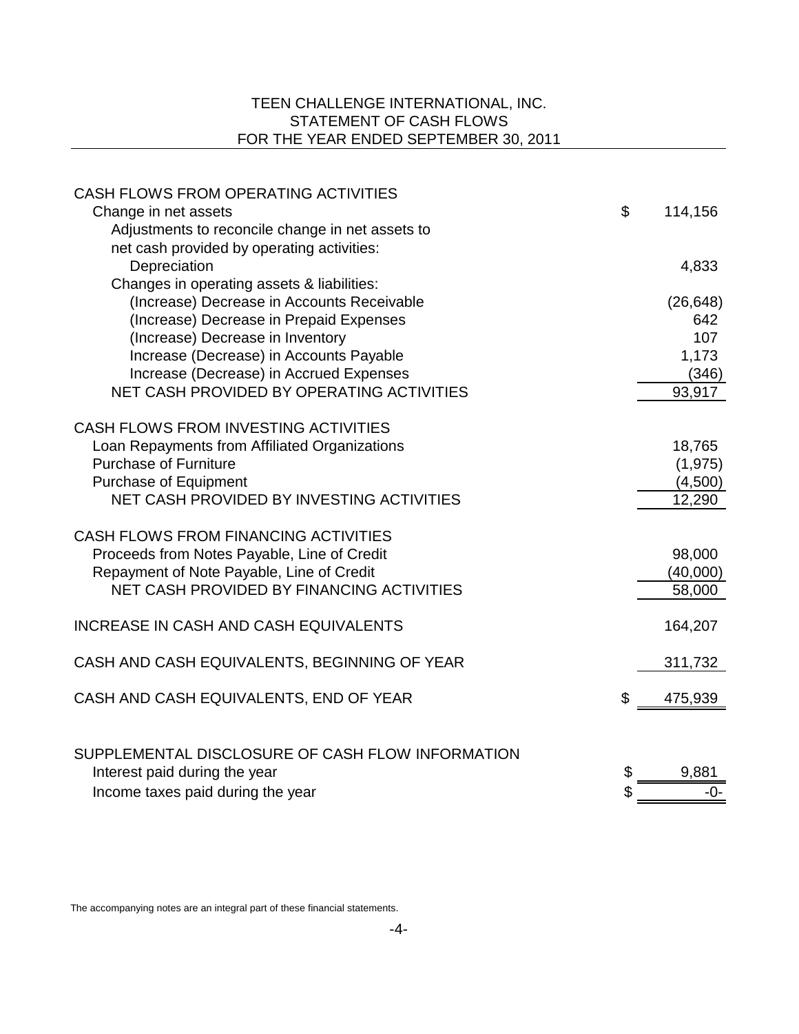# TEEN CHALLENGE INTERNATIONAL, INC.
## STATEMENT OF CASH FLOWS
### FOR THE YEAR ENDED SEPTEMBER 30, 2011

| | |
|---|---|
| **CASH FLOWS FROM OPERATING ACTIVITIES** | |
| Change in net assets | $ 114,156 |
| Adjustments to reconcile change in net assets to net cash provided by operating activities: | |
| Depreciation | 4,833 |
| Changes in operating assets & liabilities: | |
| (Increase) Decrease in Accounts Receivable | (26,648) |
| (Increase) Decrease in Prepaid Expenses | 642 |
| (Increase) Decrease in Inventory | 107 |
| Increase (Decrease) in Accounts Payable | 1,173 |
| Increase (Decrease) in Accrued Expenses | (346) |
| NET CASH PROVIDED BY OPERATING ACTIVITIES | 93,917 |
| | |
| **CASH FLOWS FROM INVESTING ACTIVITIES** | |
| Loan Repayments from Affiliated Organizations | 18,765 |
| Purchase of Furniture | (1,975) |
| Purchase of Equipment | (4,500) |
| NET CASH PROVIDED BY INVESTING ACTIVITIES | 12,290 |
| | |
| **CASH FLOWS FROM FINANCING ACTIVITIES** | |
| Proceeds from Notes Payable, Line of Credit | 98,000 |
| Repayment of Note Payable, Line of Credit | (40,000) |
| NET CASH PROVIDED BY FINANCING ACTIVITIES | 58,000 |
| | |
| INCREASE IN CASH AND CASH EQUIVALENTS | 164,207 |
| | |
| CASH AND CASH EQUIVALENTS, BEGINNING OF YEAR | 311,732 |
| | |
| CASH AND CASH EQUIVALENTS, END OF YEAR | $ 475,939 |
| | |
| **SUPPLEMENTAL DISCLOSURE OF CASH FLOW INFORMATION** | |
| Interest paid during the year | $ 9,881 |
| Income taxes paid during the year | $ -0- |

The accompanying notes are an integral part of these financial statements.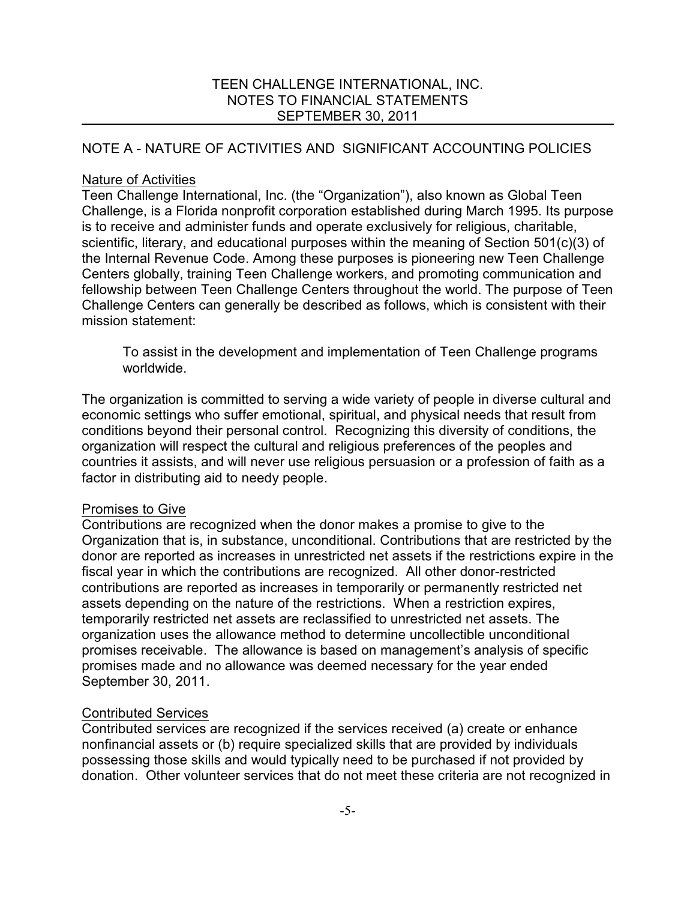# TEEN CHALLENGE INTERNATIONAL, INC.
## NOTES TO FINANCIAL STATEMENTS
## SEPTEMBER 30, 2011

## NOTE A - NATURE OF ACTIVITIES AND SIGNIFICANT ACCOUNTING POLICIES

### Nature of Activities

Teen Challenge International, Inc. (the "Organization"), also known as Global Teen Challenge, is a Florida nonprofit corporation established during March 1995. Its purpose is to receive and administer funds and operate exclusively for religious, charitable, scientific, literary, and educational purposes within the meaning of Section 501(c)(3) of the Internal Revenue Code. Among these purposes is pioneering new Teen Challenge Centers globally, training Teen Challenge workers, and promoting communication and fellowship between Teen Challenge Centers throughout the world. The purpose of Teen Challenge Centers can generally be described as follows, which is consistent with their mission statement:

> To assist in the development and implementation of Teen Challenge programs worldwide.

The organization is committed to serving a wide variety of people in diverse cultural and economic settings who suffer emotional, spiritual, and physical needs that result from conditions beyond their personal control. Recognizing this diversity of conditions, the organization will respect the cultural and religious preferences of the peoples and countries it assists, and will never use religious persuasion or a profession of faith as a factor in distributing aid to needy people.

### Promises to Give

Contributions are recognized when the donor makes a promise to give to the Organization that is, in substance, unconditional. Contributions that are restricted by the donor are reported as increases in unrestricted net assets if the restrictions expire in the fiscal year in which the contributions are recognized. All other donor-restricted contributions are reported as increases in temporarily or permanently restricted net assets depending on the nature of the restrictions. When a restriction expires, temporarily restricted net assets are reclassified to unrestricted net assets. The organization uses the allowance method to determine uncollectible unconditional promises receivable. The allowance is based on management's analysis of specific promises made and no allowance was deemed necessary for the year ended September 30, 2011.

### Contributed Services

Contributed services are recognized if the services received (a) create or enhance nonfinancial assets or (b) require specialized skills that are provided by individuals possessing those skills and would typically need to be purchased if not provided by donation. Other volunteer services that do not meet these criteria are not recognized in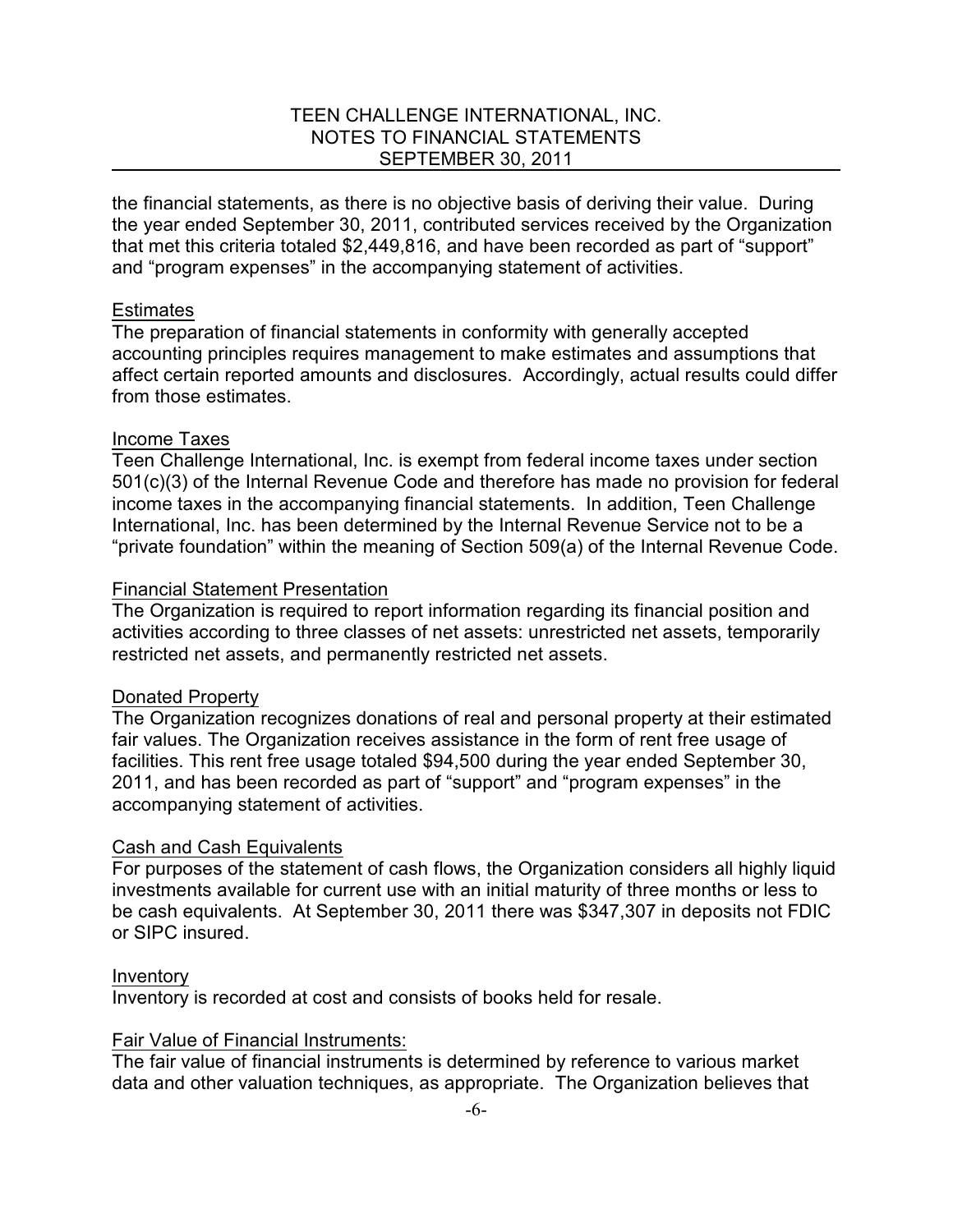the financial statements, as there is no objective basis of deriving their value. During the year ended September 30, 2011, contributed services received by the Organization that met this criteria totaled $2,449,816, and have been recorded as part of "support" and "program expenses" in the accompanying statement of activities.

## Estimates

The preparation of financial statements in conformity with generally accepted accounting principles requires management to make estimates and assumptions that affect certain reported amounts and disclosures. Accordingly, actual results could differ from those estimates.

## Income Taxes

Teen Challenge International, Inc. is exempt from federal income taxes under section 501(c)(3) of the Internal Revenue Code and therefore has made no provision for federal income taxes in the accompanying financial statements. In addition, Teen Challenge International, Inc. has been determined by the Internal Revenue Service not to be a "private foundation" within the meaning of Section 509(a) of the Internal Revenue Code.

## Financial Statement Presentation

The Organization is required to report information regarding its financial position and activities according to three classes of net assets: unrestricted net assets, temporarily restricted net assets, and permanently restricted net assets.

## Donated Property

The Organization recognizes donations of real and personal property at their estimated fair values. The Organization receives assistance in the form of rent free usage of facilities. This rent free usage totaled $94,500 during the year ended September 30, 2011, and has been recorded as part of "support" and "program expenses" in the accompanying statement of activities.

## Cash and Cash Equivalents

For purposes of the statement of cash flows, the Organization considers all highly liquid investments available for current use with an initial maturity of three months or less to be cash equivalents. At September 30, 2011 there was $347,307 in deposits not FDIC or SIPC insured.

## Inventory

Inventory is recorded at cost and consists of books held for resale.

## Fair Value of Financial Instruments:

The fair value of financial instruments is determined by reference to various market data and other valuation techniques, as appropriate. The Organization believes that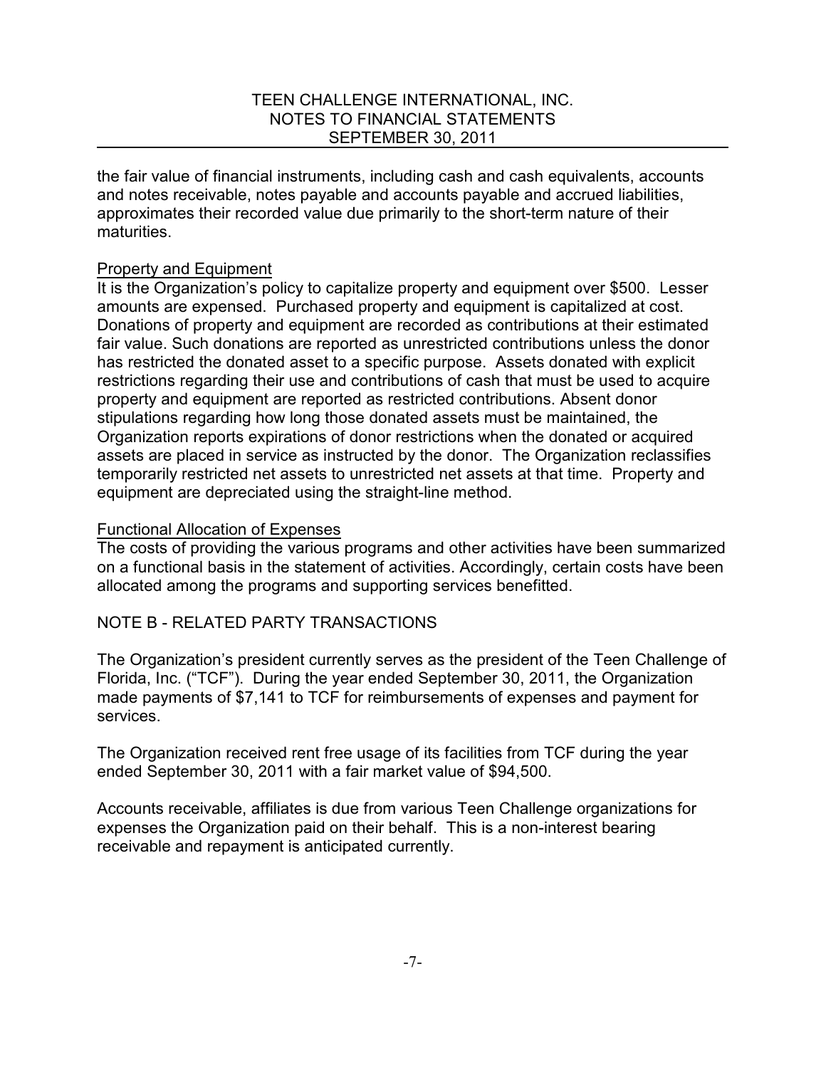the fair value of financial instruments, including cash and cash equivalents, accounts and notes receivable, notes payable and accounts payable and accrued liabilities, approximates their recorded value due primarily to the short-term nature of their maturities.

### Property and Equipment

It is the Organization's policy to capitalize property and equipment over $500. Lesser amounts are expensed. Purchased property and equipment is capitalized at cost. Donations of property and equipment are recorded as contributions at their estimated fair value. Such donations are reported as unrestricted contributions unless the donor has restricted the donated asset to a specific purpose. Assets donated with explicit restrictions regarding their use and contributions of cash that must be used to acquire property and equipment are reported as restricted contributions. Absent donor stipulations regarding how long those donated assets must be maintained, the Organization reports expirations of donor restrictions when the donated or acquired assets are placed in service as instructed by the donor. The Organization reclassifies temporarily restricted net assets to unrestricted net assets at that time. Property and equipment are depreciated using the straight-line method.

### Functional Allocation of Expenses

The costs of providing the various programs and other activities have been summarized on a functional basis in the statement of activities. Accordingly, certain costs have been allocated among the programs and supporting services benefitted.

## NOTE B - RELATED PARTY TRANSACTIONS

The Organization's president currently serves as the president of the Teen Challenge of Florida, Inc. ("TCF"). During the year ended September 30, 2011, the Organization made payments of $7,141 to TCF for reimbursements of expenses and payment for services.

The Organization received rent free usage of its facilities from TCF during the year ended September 30, 2011 with a fair market value of $94,500.

Accounts receivable, affiliates is due from various Teen Challenge organizations for expenses the Organization paid on their behalf. This is a non-interest bearing receivable and repayment is anticipated currently.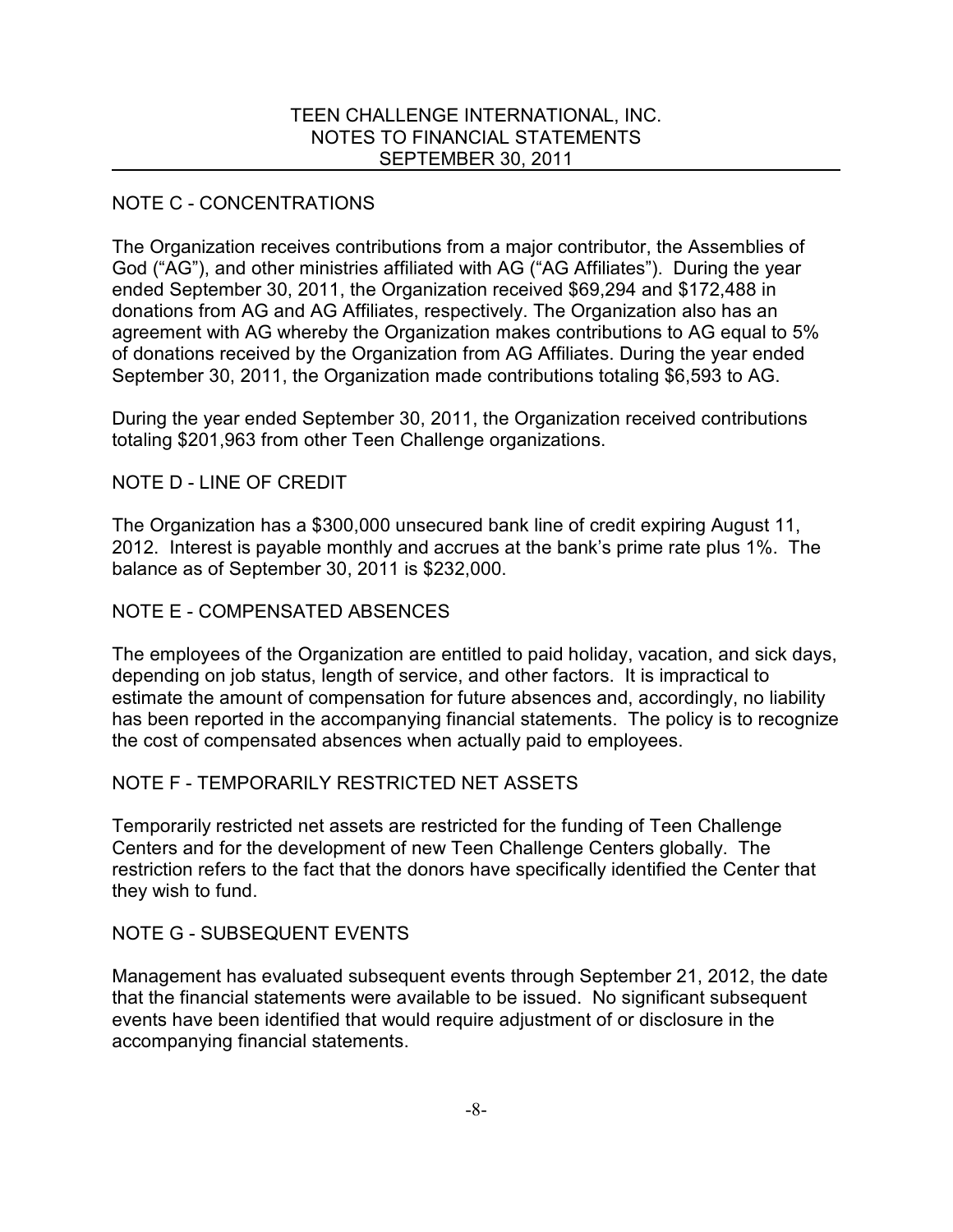## NOTE C - CONCENTRATIONS

The Organization receives contributions from a major contributor, the Assemblies of God ("AG"), and other ministries affiliated with AG ("AG Affiliates"). During the year ended September 30, 2011, the Organization received $69,294 and $172,488 in donations from AG and AG Affiliates, respectively. The Organization also has an agreement with AG whereby the Organization makes contributions to AG equal to 5% of donations received by the Organization from AG Affiliates. During the year ended September 30, 2011, the Organization made contributions totaling $6,593 to AG.

During the year ended September 30, 2011, the Organization received contributions totaling $201,963 from other Teen Challenge organizations.

## NOTE D - LINE OF CREDIT

The Organization has a $300,000 unsecured bank line of credit expiring August 11, 2012. Interest is payable monthly and accrues at the bank's prime rate plus 1%. The balance as of September 30, 2011 is $232,000.

## NOTE E - COMPENSATED ABSENCES

The employees of the Organization are entitled to paid holiday, vacation, and sick days, depending on job status, length of service, and other factors. It is impractical to estimate the amount of compensation for future absences and, accordingly, no liability has been reported in the accompanying financial statements. The policy is to recognize the cost of compensated absences when actually paid to employees.

## NOTE F - TEMPORARILY RESTRICTED NET ASSETS

Temporarily restricted net assets are restricted for the funding of Teen Challenge Centers and for the development of new Teen Challenge Centers globally. The restriction refers to the fact that the donors have specifically identified the Center that they wish to fund.

## NOTE G - SUBSEQUENT EVENTS

Management has evaluated subsequent events through September 21, 2012, the date that the financial statements were available to be issued. No significant subsequent events have been identified that would require adjustment of or disclosure in the accompanying financial statements.